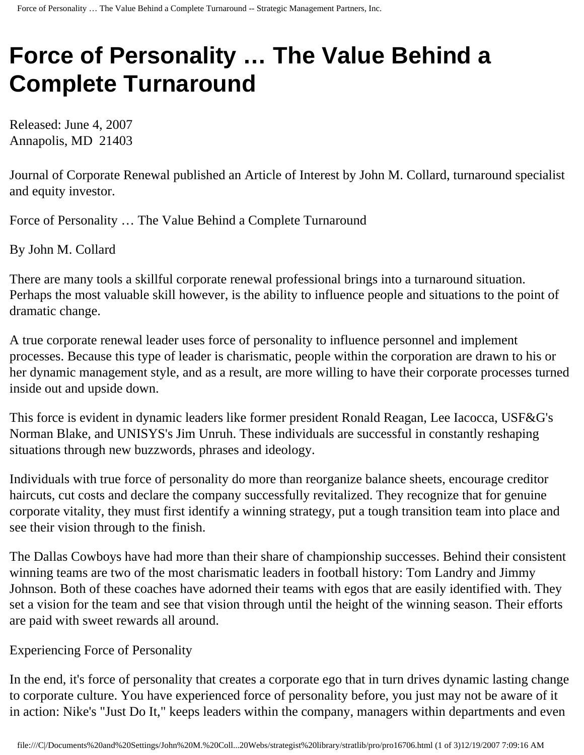# Force of Personality … The Value Behind a Complete Turnaround

Released: June 4, 2007
Annapolis, MD 21403

Journal of Corporate Renewal published an Article of Interest by John M. Collard, turnaround specialist and equity investor.

Force of Personality … The Value Behind a Complete Turnaround

By John M. Collard

There are many tools a skillful corporate renewal professional brings into a turnaround situation. Perhaps the most valuable skill however, is the ability to influence people and situations to the point of dramatic change.

A true corporate renewal leader uses force of personality to influence personnel and implement processes. Because this type of leader is charismatic, people within the corporation are drawn to his or her dynamic management style, and as a result, are more willing to have their corporate processes turned inside out and upside down.

This force is evident in dynamic leaders like former president Ronald Reagan, Lee Iacocca, USF&G's Norman Blake, and UNISYS's Jim Unruh. These individuals are successful in constantly reshaping situations through new buzzwords, phrases and ideology.

Individuals with true force of personality do more than reorganize balance sheets, encourage creditor haircuts, cut costs and declare the company successfully revitalized. They recognize that for genuine corporate vitality, they must first identify a winning strategy, put a tough transition team into place and see their vision through to the finish.

The Dallas Cowboys have had more than their share of championship successes. Behind their consistent winning teams are two of the most charismatic leaders in football history: Tom Landry and Jimmy Johnson. Both of these coaches have adorned their teams with egos that are easily identified with. They set a vision for the team and see that vision through until the height of the winning season. Their efforts are paid with sweet rewards all around.

Experiencing Force of Personality

In the end, it's force of personality that creates a corporate ego that in turn drives dynamic lasting change to corporate culture. You have experienced force of personality before, you just may not be aware of it in action: Nike's "Just Do It," keeps leaders within the company, managers within departments and even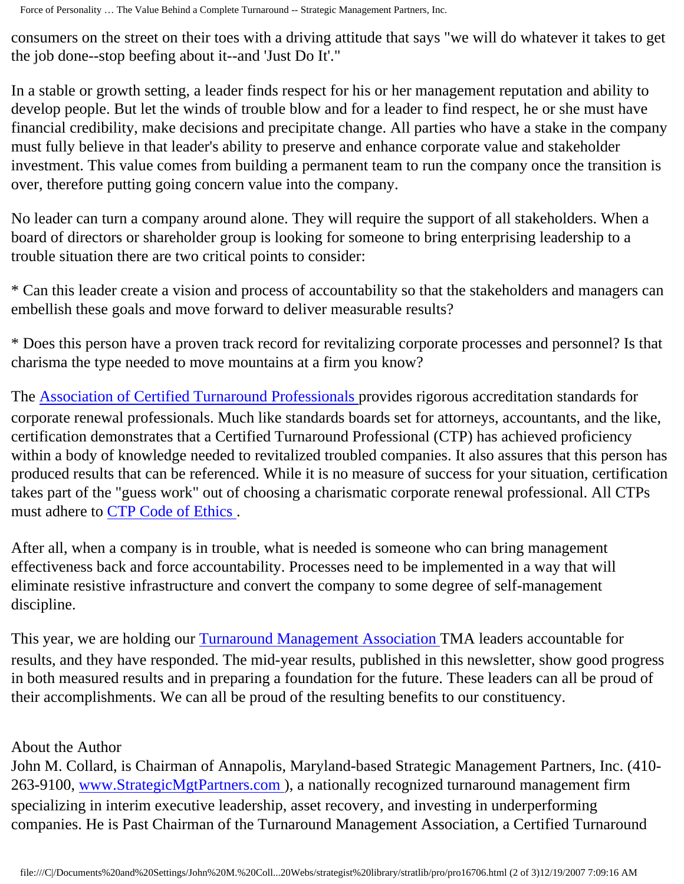consumers on the street on their toes with a driving attitude that says "we will do whatever it takes to get the job done--stop beefing about it--and 'Just Do It'."

In a stable or growth setting, a leader finds respect for his or her management reputation and ability to develop people. But let the winds of trouble blow and for a leader to find respect, he or she must have financial credibility, make decisions and precipitate change. All parties who have a stake in the company must fully believe in that leader's ability to preserve and enhance corporate value and stakeholder investment. This value comes from building a permanent team to run the company once the transition is over, therefore putting going concern value into the company.

No leader can turn a company around alone. They will require the support of all stakeholders. When a board of directors or shareholder group is looking for someone to bring enterprising leadership to a trouble situation there are two critical points to consider:

* Can this leader create a vision and process of accountability so that the stakeholders and managers can embellish these goals and move forward to deliver measurable results?

* Does this person have a proven track record for revitalizing corporate processes and personnel? Is that charisma the type needed to move mountains at a firm you know?

The [Association of Certified Turnaround Professionals](#) provides rigorous accreditation standards for corporate renewal professionals. Much like standards boards set for attorneys, accountants, and the like, certification demonstrates that a Certified Turnaround Professional (CTP) has achieved proficiency within a body of knowledge needed to revitalized troubled companies. It also assures that this person has produced results that can be referenced. While it is no measure of success for your situation, certification takes part of the "guess work" out of choosing a charismatic corporate renewal professional. All CTPs must adhere to [CTP Code of Ethics](#) .

After all, when a company is in trouble, what is needed is someone who can bring management effectiveness back and force accountability. Processes need to be implemented in a way that will eliminate resistive infrastructure and convert the company to some degree of self-management discipline.

This year, we are holding our [Turnaround Management Association](#) TMA leaders accountable for results, and they have responded. The mid-year results, published in this newsletter, show good progress in both measured results and in preparing a foundation for the future. These leaders can all be proud of their accomplishments. We can all be proud of the resulting benefits to our constituency.

About the Author

John M. Collard, is Chairman of Annapolis, Maryland-based Strategic Management Partners, Inc. (410-263-9100, [www.StrategicMgtPartners.com](#) ), a nationally recognized turnaround management firm specializing in interim executive leadership, asset recovery, and investing in underperforming companies. He is Past Chairman of the Turnaround Management Association, a Certified Turnaround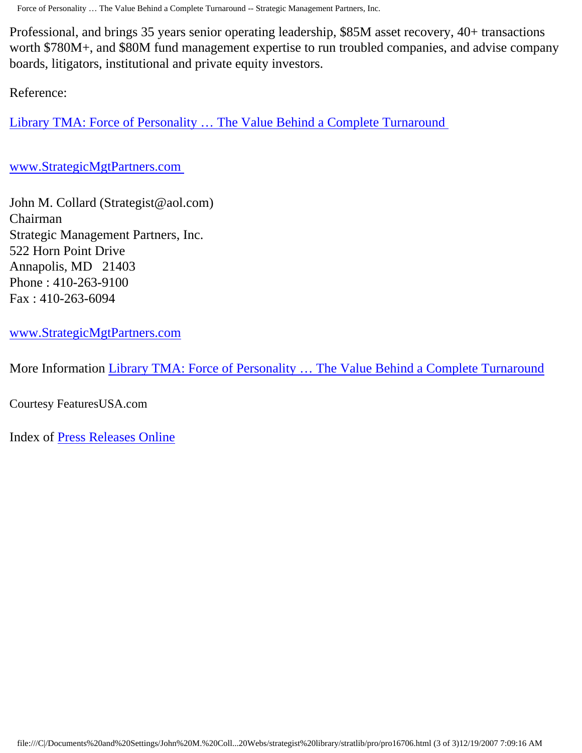Professional, and brings 35 years senior operating leadership, $85M asset recovery, 40+ transactions worth $780M+, and $80M fund management expertise to run troubled companies, and advise company boards, litigators, institutional and private equity investors.

Reference:

Library TMA: Force of Personality … The Value Behind a Complete Turnaround

www.StrategicMgtPartners.com

John M. Collard (Strategist@aol.com)
Chairman
Strategic Management Partners, Inc.
522 Horn Point Drive
Annapolis, MD 21403
Phone : 410-263-9100
Fax : 410-263-6094

www.StrategicMgtPartners.com

More Information Library TMA: Force of Personality … The Value Behind a Complete Turnaround

Courtesy FeaturesUSA.com

Index of Press Releases Online